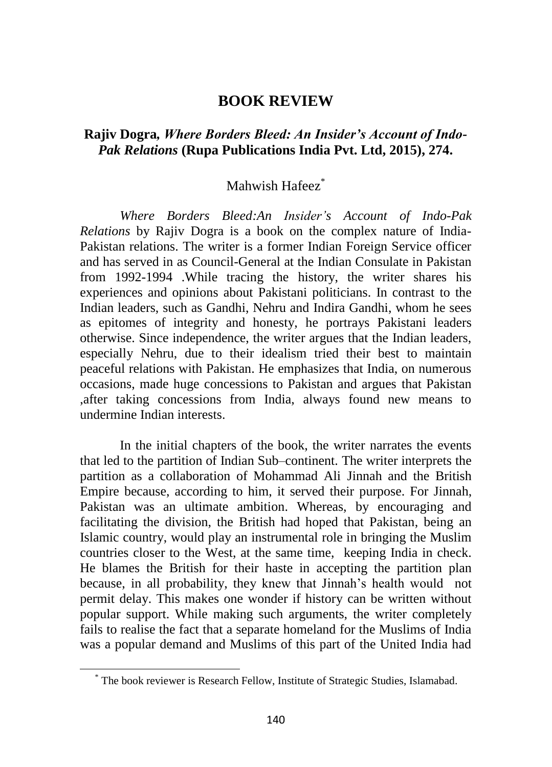# BOOK REVIEW

**Rajiv Dogra,** ***Where Borders Bleed: An Insider's Account of Indo-Pak Relations*** **(Rupa Publications India Pvt. Ltd, 2015), 274.**

Mahwish Hafeez[*]

*Where Borders Bleed:An Insider's Account of Indo-Pak Relations* by Rajiv Dogra is a book on the complex nature of India-Pakistan relations. The writer is a former Indian Foreign Service officer and has served in as Council-General at the Indian Consulate in Pakistan from 1992-1994 .While tracing the history, the writer shares his experiences and opinions about Pakistani politicians. In contrast to the Indian leaders, such as Gandhi, Nehru and Indira Gandhi, whom he sees as epitomes of integrity and honesty, he portrays Pakistani leaders otherwise. Since independence, the writer argues that the Indian leaders, especially Nehru, due to their idealism tried their best to maintain peaceful relations with Pakistan. He emphasizes that India, on numerous occasions, made huge concessions to Pakistan and argues that Pakistan ,after taking concessions from India, always found new means to undermine Indian interests.

In the initial chapters of the book, the writer narrates the events that led to the partition of Indian Sub–continent. The writer interprets the partition as a collaboration of Mohammad Ali Jinnah and the British Empire because, according to him, it served their purpose. For Jinnah, Pakistan was an ultimate ambition. Whereas, by encouraging and facilitating the division, the British had hoped that Pakistan, being an Islamic country, would play an instrumental role in bringing the Muslim countries closer to the West, at the same time, keeping India in check. He blames the British for their haste in accepting the partition plan because, in all probability, they knew that Jinnah's health would not permit delay. This makes one wonder if history can be written without popular support. While making such arguments, the writer completely fails to realise the fact that a separate homeland for the Muslims of India was a popular demand and Muslims of this part of the United India had

[*] The book reviewer is Research Fellow, Institute of Strategic Studies, Islamabad.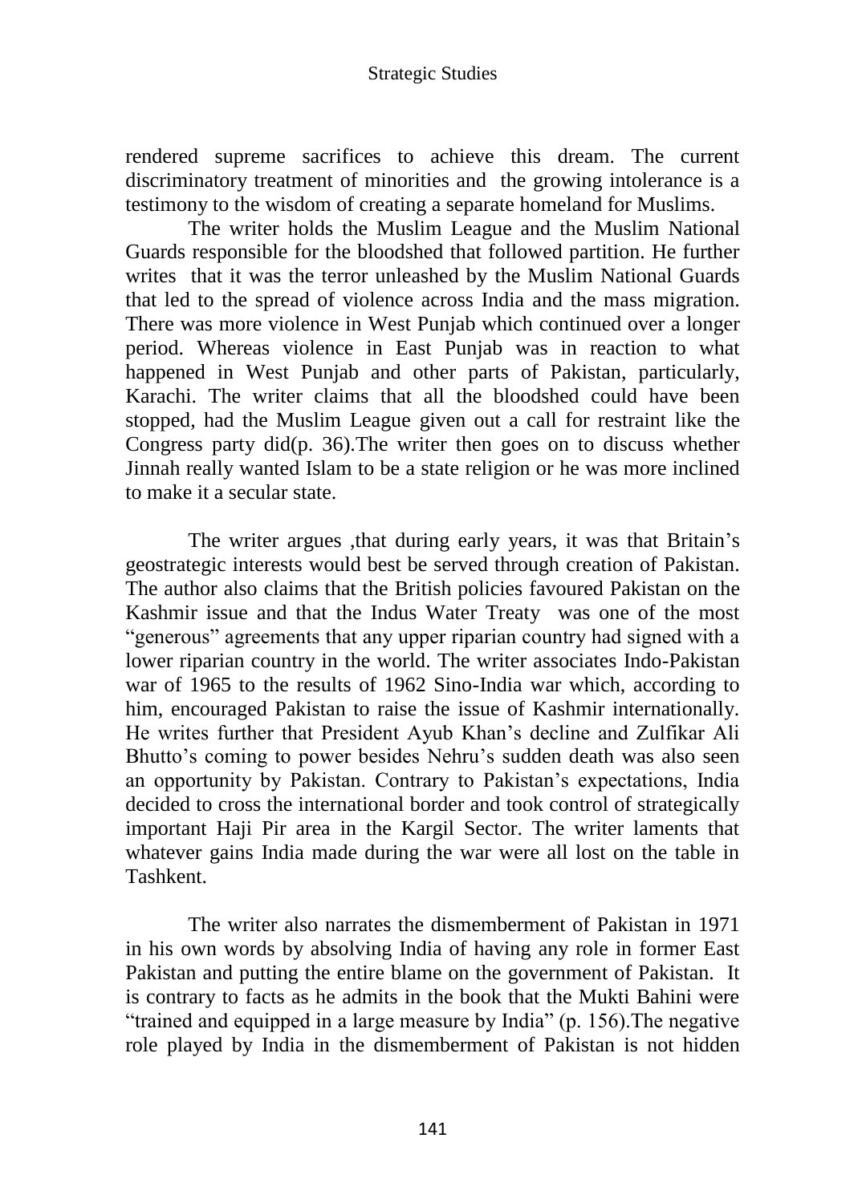rendered supreme sacrifices to achieve this dream. The current discriminatory treatment of minorities and the growing intolerance is a testimony to the wisdom of creating a separate homeland for Muslims.

The writer holds the Muslim League and the Muslim National Guards responsible for the bloodshed that followed partition. He further writes that it was the terror unleashed by the Muslim National Guards that led to the spread of violence across India and the mass migration. There was more violence in West Punjab which continued over a longer period. Whereas violence in East Punjab was in reaction to what happened in West Punjab and other parts of Pakistan, particularly, Karachi. The writer claims that all the bloodshed could have been stopped, had the Muslim League given out a call for restraint like the Congress party did(p. 36).The writer then goes on to discuss whether Jinnah really wanted Islam to be a state religion or he was more inclined to make it a secular state.

The writer argues ,that during early years, it was that Britain's geostrategic interests would best be served through creation of Pakistan. The author also claims that the British policies favoured Pakistan on the Kashmir issue and that the Indus Water Treaty was one of the most "generous" agreements that any upper riparian country had signed with a lower riparian country in the world. The writer associates Indo-Pakistan war of 1965 to the results of 1962 Sino-India war which, according to him, encouraged Pakistan to raise the issue of Kashmir internationally. He writes further that President Ayub Khan's decline and Zulfikar Ali Bhutto's coming to power besides Nehru's sudden death was also seen an opportunity by Pakistan. Contrary to Pakistan's expectations, India decided to cross the international border and took control of strategically important Haji Pir area in the Kargil Sector. The writer laments that whatever gains India made during the war were all lost on the table in Tashkent.

The writer also narrates the dismemberment of Pakistan in 1971 in his own words by absolving India of having any role in former East Pakistan and putting the entire blame on the government of Pakistan. It is contrary to facts as he admits in the book that the Mukti Bahini were "trained and equipped in a large measure by India" (p. 156).The negative role played by India in the dismemberment of Pakistan is not hidden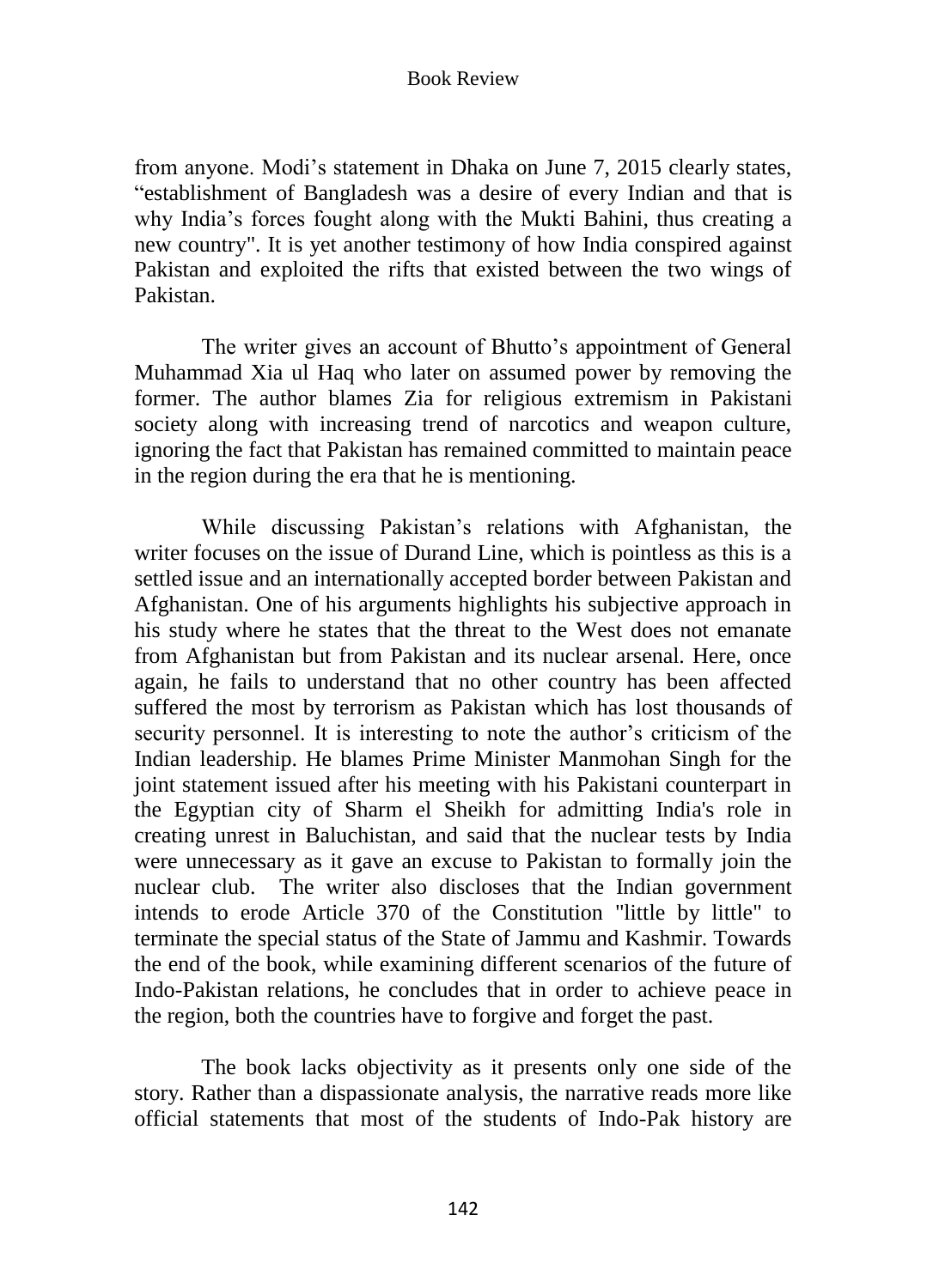from anyone. Modi's statement in Dhaka on June 7, 2015 clearly states, "establishment of Bangladesh was a desire of every Indian and that is why India's forces fought along with the Mukti Bahini, thus creating a new country". It is yet another testimony of how India conspired against Pakistan and exploited the rifts that existed between the two wings of Pakistan.

The writer gives an account of Bhutto's appointment of General Muhammad Xia ul Haq who later on assumed power by removing the former. The author blames Zia for religious extremism in Pakistani society along with increasing trend of narcotics and weapon culture, ignoring the fact that Pakistan has remained committed to maintain peace in the region during the era that he is mentioning.

While discussing Pakistan's relations with Afghanistan, the writer focuses on the issue of Durand Line, which is pointless as this is a settled issue and an internationally accepted border between Pakistan and Afghanistan. One of his arguments highlights his subjective approach in his study where he states that the threat to the West does not emanate from Afghanistan but from Pakistan and its nuclear arsenal. Here, once again, he fails to understand that no other country has been affected suffered the most by terrorism as Pakistan which has lost thousands of security personnel. It is interesting to note the author's criticism of the Indian leadership. He blames Prime Minister Manmohan Singh for the joint statement issued after his meeting with his Pakistani counterpart in the Egyptian city of Sharm el Sheikh for admitting India's role in creating unrest in Baluchistan, and said that the nuclear tests by India were unnecessary as it gave an excuse to Pakistan to formally join the nuclear club. The writer also discloses that the Indian government intends to erode Article 370 of the Constitution "little by little" to terminate the special status of the State of Jammu and Kashmir. Towards the end of the book, while examining different scenarios of the future of Indo-Pakistan relations, he concludes that in order to achieve peace in the region, both the countries have to forgive and forget the past.

The book lacks objectivity as it presents only one side of the story. Rather than a dispassionate analysis, the narrative reads more like official statements that most of the students of Indo-Pak history are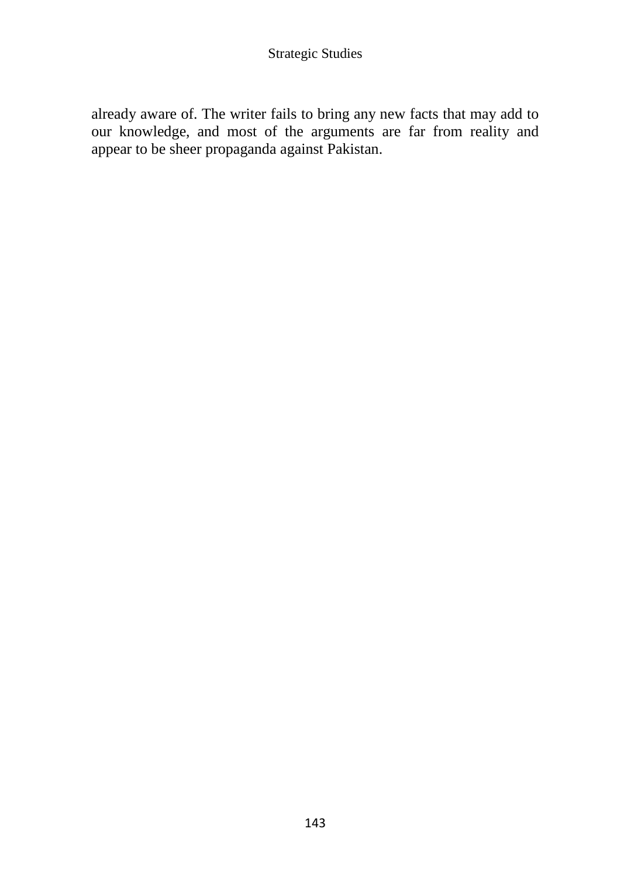already aware of. The writer fails to bring any new facts that may add to our knowledge, and most of the arguments are far from reality and appear to be sheer propaganda against Pakistan.